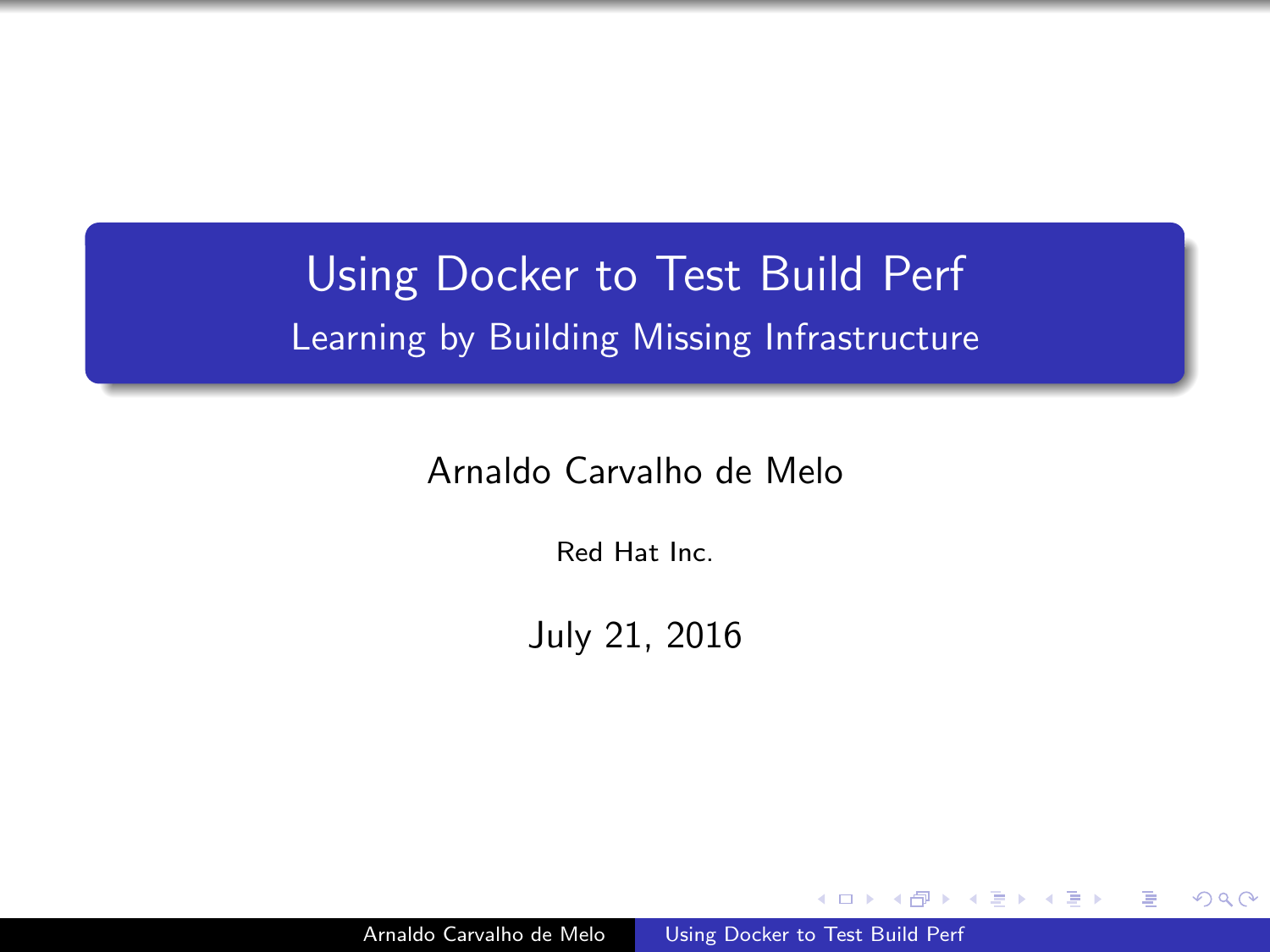# Using Docker to Test Build Perf

## Learning by Building Missing Infrastructure

Arnaldo Carvalho de Melo

Red Hat Inc.

July 21, 2016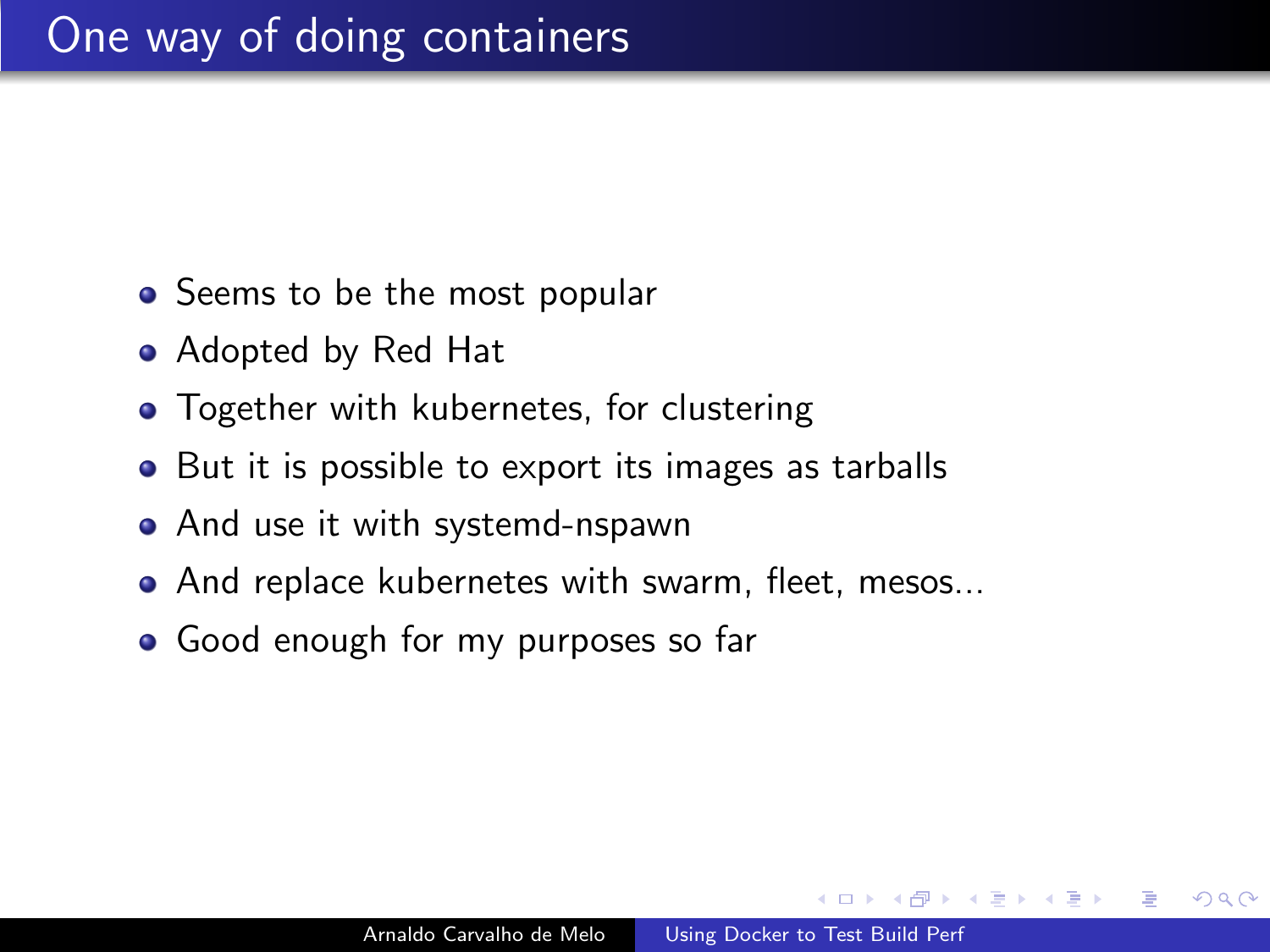# One way of doing containers

- Seems to be the most popular
- Adopted by Red Hat
- Together with kubernetes, for clustering
- But it is possible to export its images as tarballs
- And use it with systemd-nspawn
- And replace kubernetes with swarm, fleet, mesos...
- Good enough for my purposes so far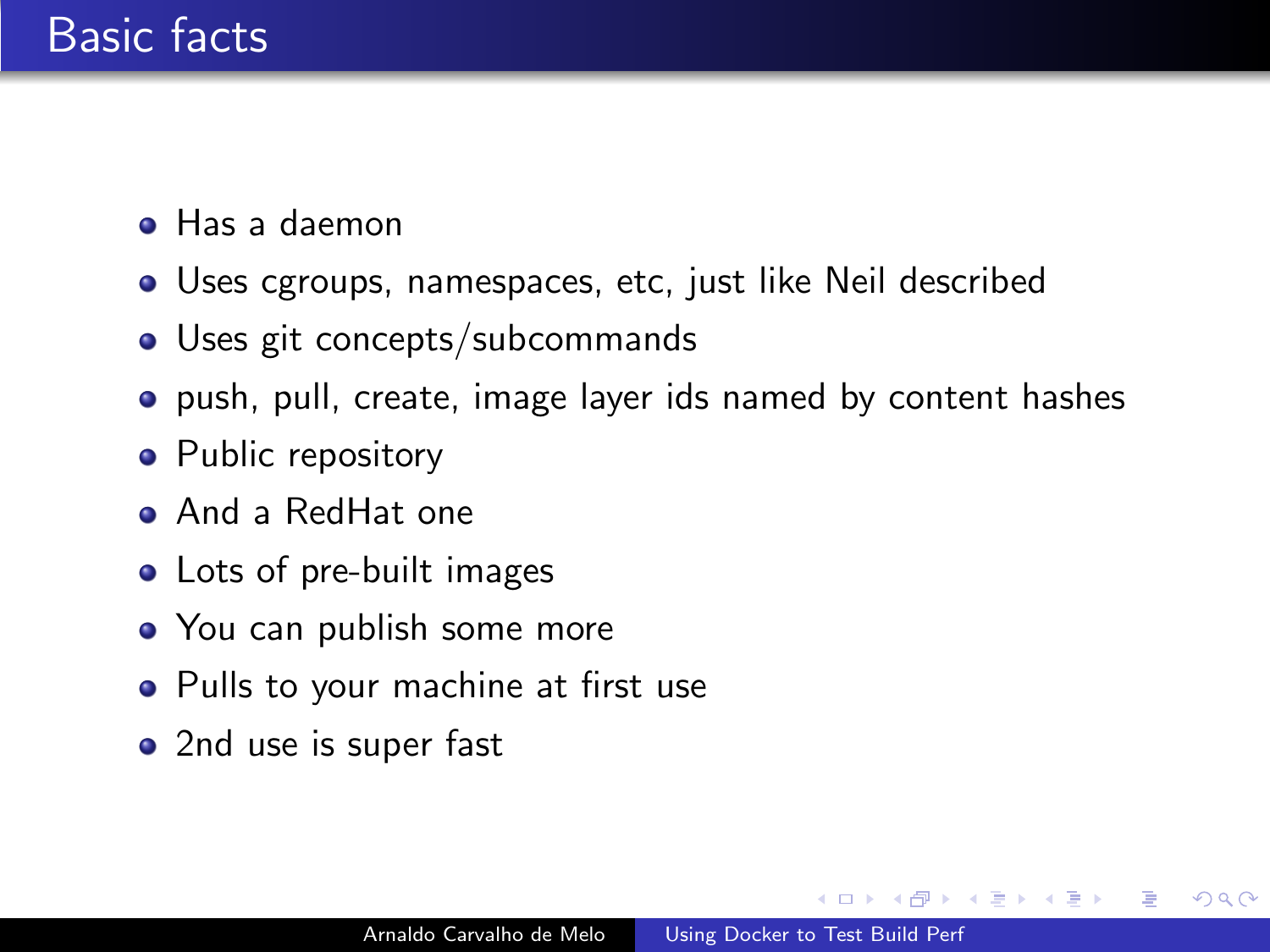# Basic facts

- Has a daemon
- Uses cgroups, namespaces, etc, just like Neil described
- Uses git concepts/subcommands
- push, pull, create, image layer ids named by content hashes
- Public repository
- And a RedHat one
- Lots of pre-built images
- You can publish some more
- Pulls to your machine at first use
- 2nd use is super fast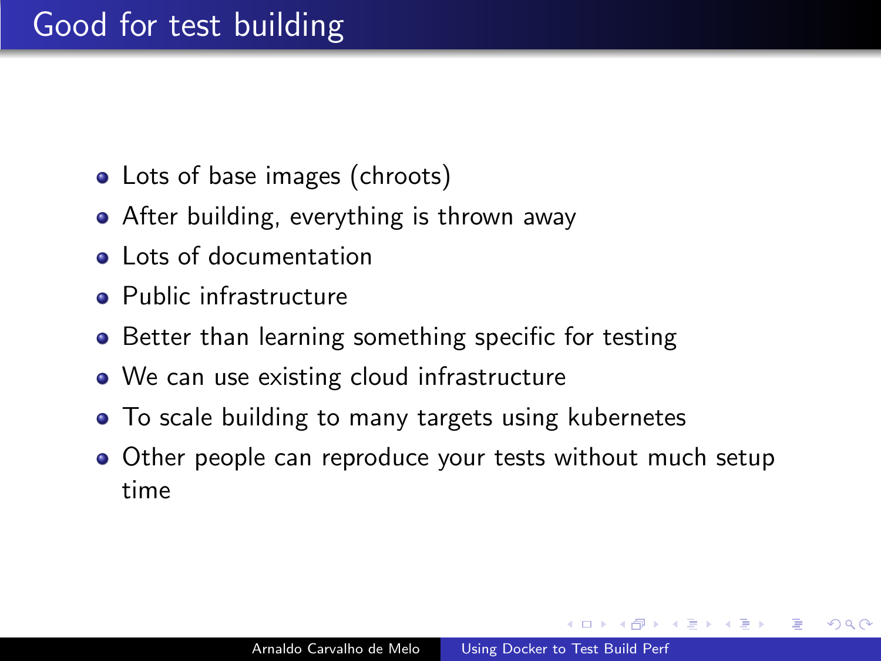# Good for test building

- Lots of base images (chroots)
- After building, everything is thrown away
- Lots of documentation
- Public infrastructure
- Better than learning something specific for testing
- We can use existing cloud infrastructure
- To scale building to many targets using kubernetes
- Other people can reproduce your tests without much setup time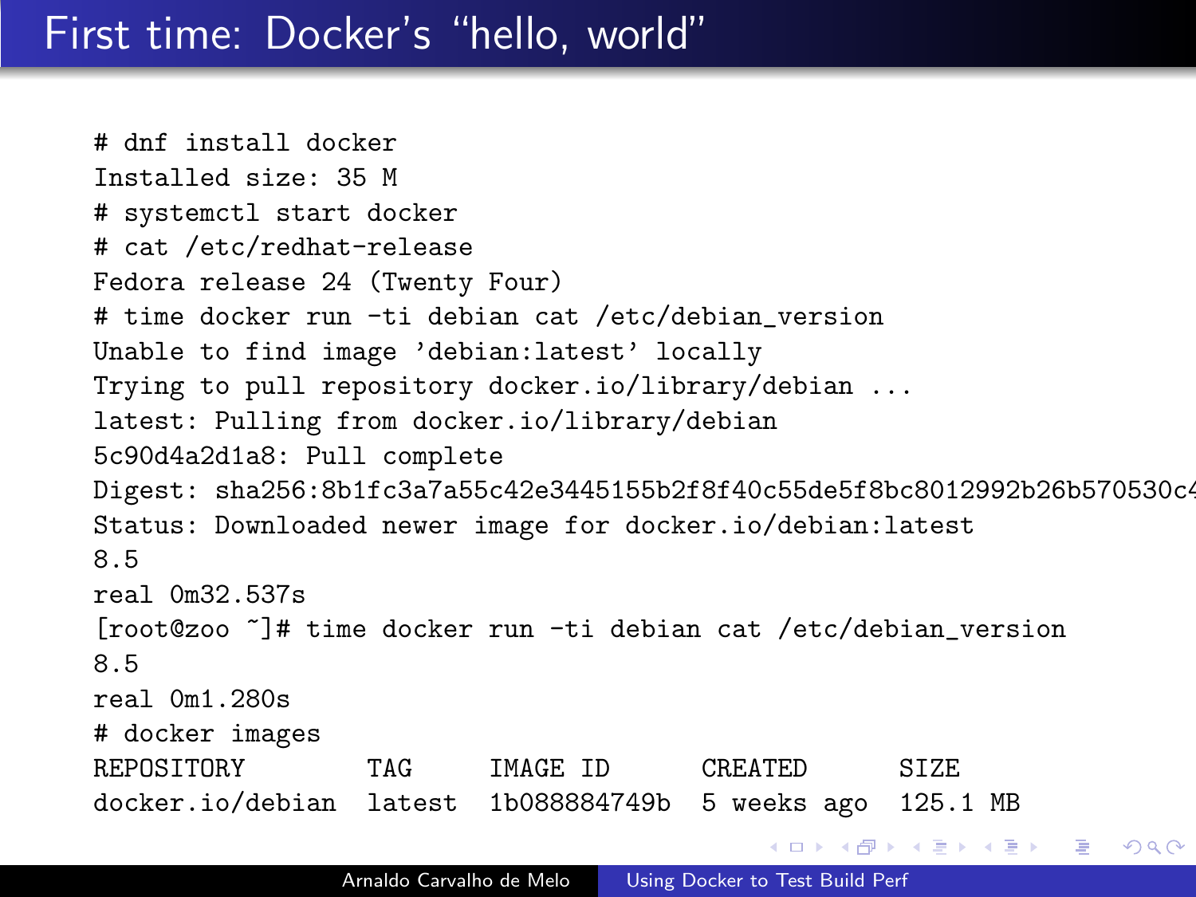# First time: Docker's "hello, world"

```
# dnf install docker
Installed size: 35 M
# systemctl start docker
# cat /etc/redhat-release
Fedora release 24 (Twenty Four)
# time docker run -ti debian cat /etc/debian_version
Unable to find image 'debian:latest' locally
Trying to pull repository docker.io/library/debian ...
latest: Pulling from docker.io/library/debian
5c90d4a2d1a8: Pull complete
Digest: sha256:8b1fc3a7a55c42e3445155b2f8f40c55de5f8bc8012992b26b570530c4
Status: Downloaded newer image for docker.io/debian:latest
8.5
real 0m32.537s
[root@zoo ~]# time docker run -ti debian cat /etc/debian_version
8.5
real 0m1.280s
# docker images
REPOSITORY         TAG      IMAGE ID       CREATED       SIZE
docker.io/debian   latest   1b088884749b   5 weeks ago   125.1 MB
```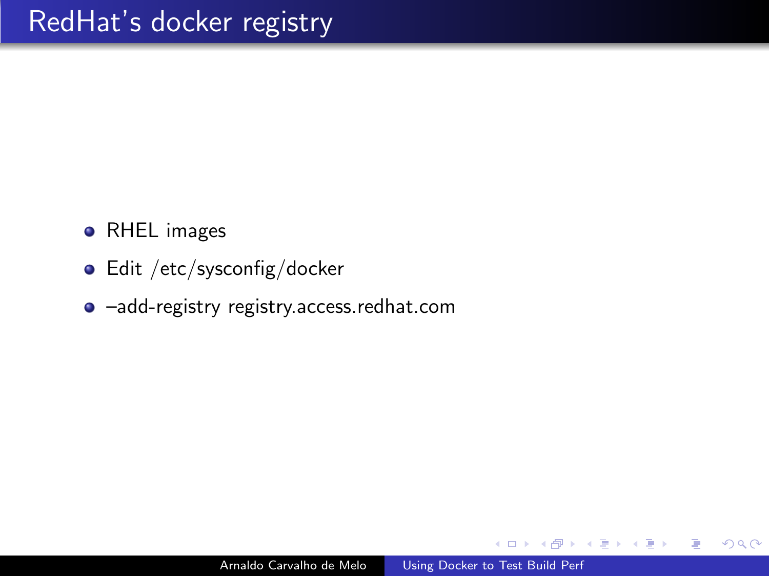# RedHat's docker registry

- RHEL images
- Edit /etc/sysconfig/docker
- –add-registry registry.access.redhat.com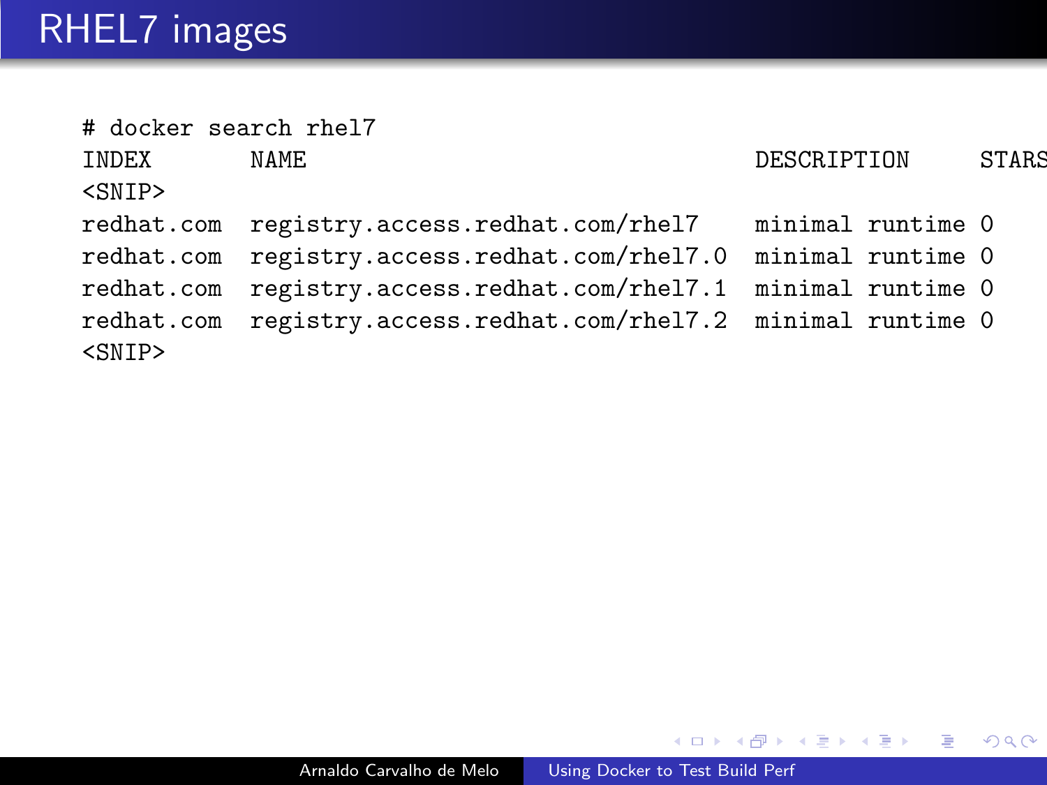# RHEL7 images

```
# docker search rhel7
INDEX       NAME                                 DESCRIPTION     STARS
<SNIP>
redhat.com  registry.access.redhat.com/rhel7     minimal runtime 0
redhat.com  registry.access.redhat.com/rhel7.0   minimal runtime 0
redhat.com  registry.access.redhat.com/rhel7.1   minimal runtime 0
redhat.com  registry.access.redhat.com/rhel7.2   minimal runtime 0
<SNIP>
```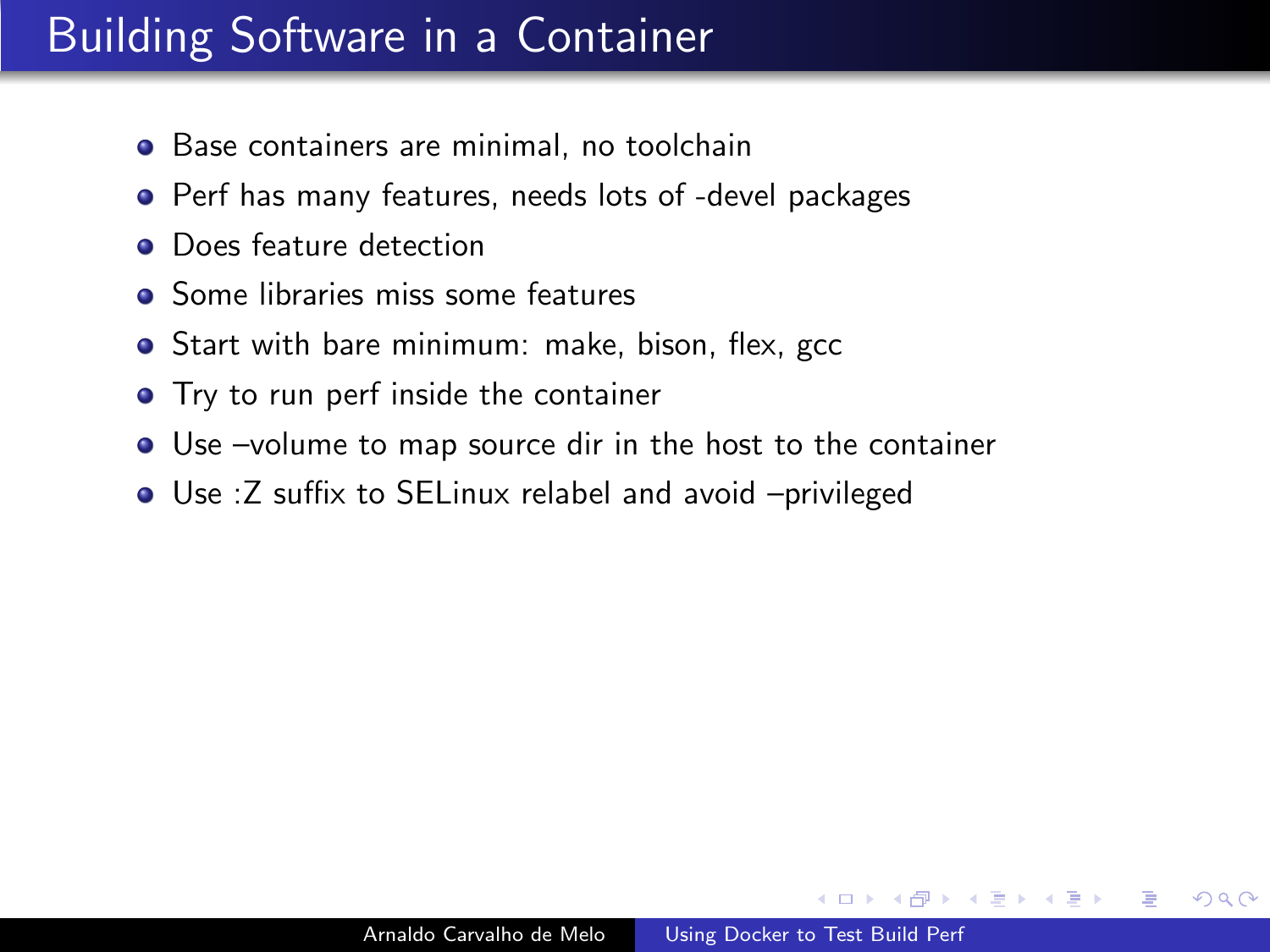# Building Software in a Container

- Base containers are minimal, no toolchain
- Perf has many features, needs lots of -devel packages
- Does feature detection
- Some libraries miss some features
- Start with bare minimum: make, bison, flex, gcc
- Try to run perf inside the container
- Use –volume to map source dir in the host to the container
- Use :Z suffix to SELinux relabel and avoid –privileged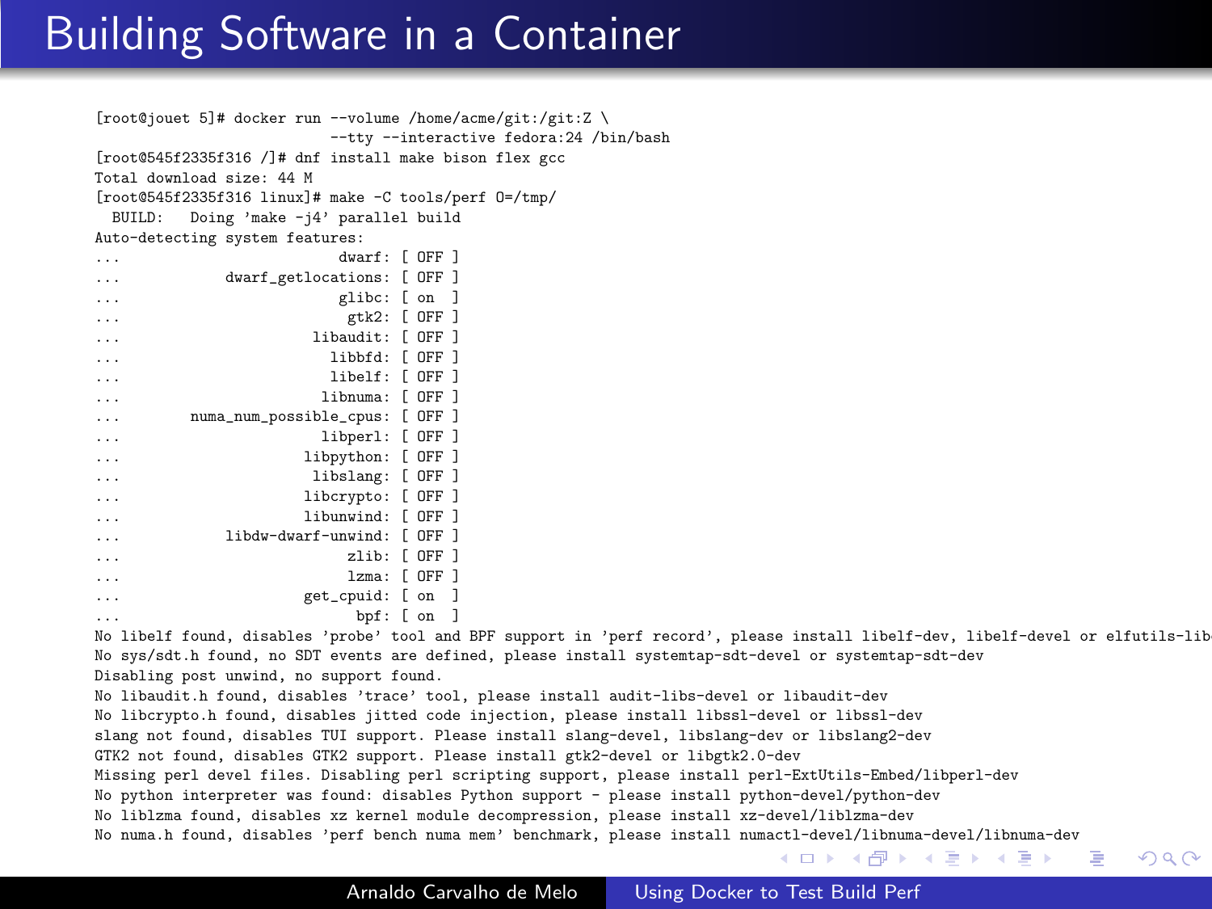# Building Software in a Container

```
[root@jouet 5]# docker run --volume /home/acme/git:/git:Z \
                      --tty --interactive fedora:24 /bin/bash
[root@545f2335f316 /]# dnf install make bison flex gcc
Total download size: 44 M
[root@545f2335f316 linux]# make -C tools/perf O=/tmp/
  BUILD:   Doing 'make -j4' parallel build
Auto-detecting system features:
...                         dwarf: [ OFF ]
...            dwarf_getlocations: [ OFF ]
...                         glibc: [ on  ]
...                          gtk2: [ OFF ]
...                      libaudit: [ OFF ]
...                        libbfd: [ OFF ]
...                        libelf: [ OFF ]
...                       libnuma: [ OFF ]
...        numa_num_possible_cpus: [ OFF ]
...                       libperl: [ OFF ]
...                     libpython: [ OFF ]
...                      libslang: [ OFF ]
...                     libcrypto: [ OFF ]
...                     libunwind: [ OFF ]
...            libdw-dwarf-unwind: [ OFF ]
...                          zlib: [ OFF ]
...                          lzma: [ OFF ]
...                     get_cpuid: [ on  ]
...                           bpf: [ on  ]
No libelf found, disables 'probe' tool and BPF support in 'perf record', please install libelf-dev, libelf-devel or elfutils-lib
No sys/sdt.h found, no SDT events are defined, please install systemtap-sdt-devel or systemtap-sdt-dev
Disabling post unwind, no support found.
No libaudit.h found, disables 'trace' tool, please install audit-libs-devel or libaudit-dev
No libcrypto.h found, disables jitted code injection, please install libssl-devel or libssl-dev
slang not found, disables TUI support. Please install slang-devel, libslang-dev or libslang2-dev
GTK2 not found, disables GTK2 support. Please install gtk2-devel or libgtk2.0-dev
Missing perl devel files. Disabling perl scripting support, please install perl-ExtUtils-Embed/libperl-dev
No python interpreter was found: disables Python support - please install python-devel/python-dev
No liblzma found, disables xz kernel module decompression, please install xz-devel/liblzma-dev
No numa.h found, disables 'perf bench numa mem' benchmark, please install numactl-devel/libnuma-devel/libnuma-dev
```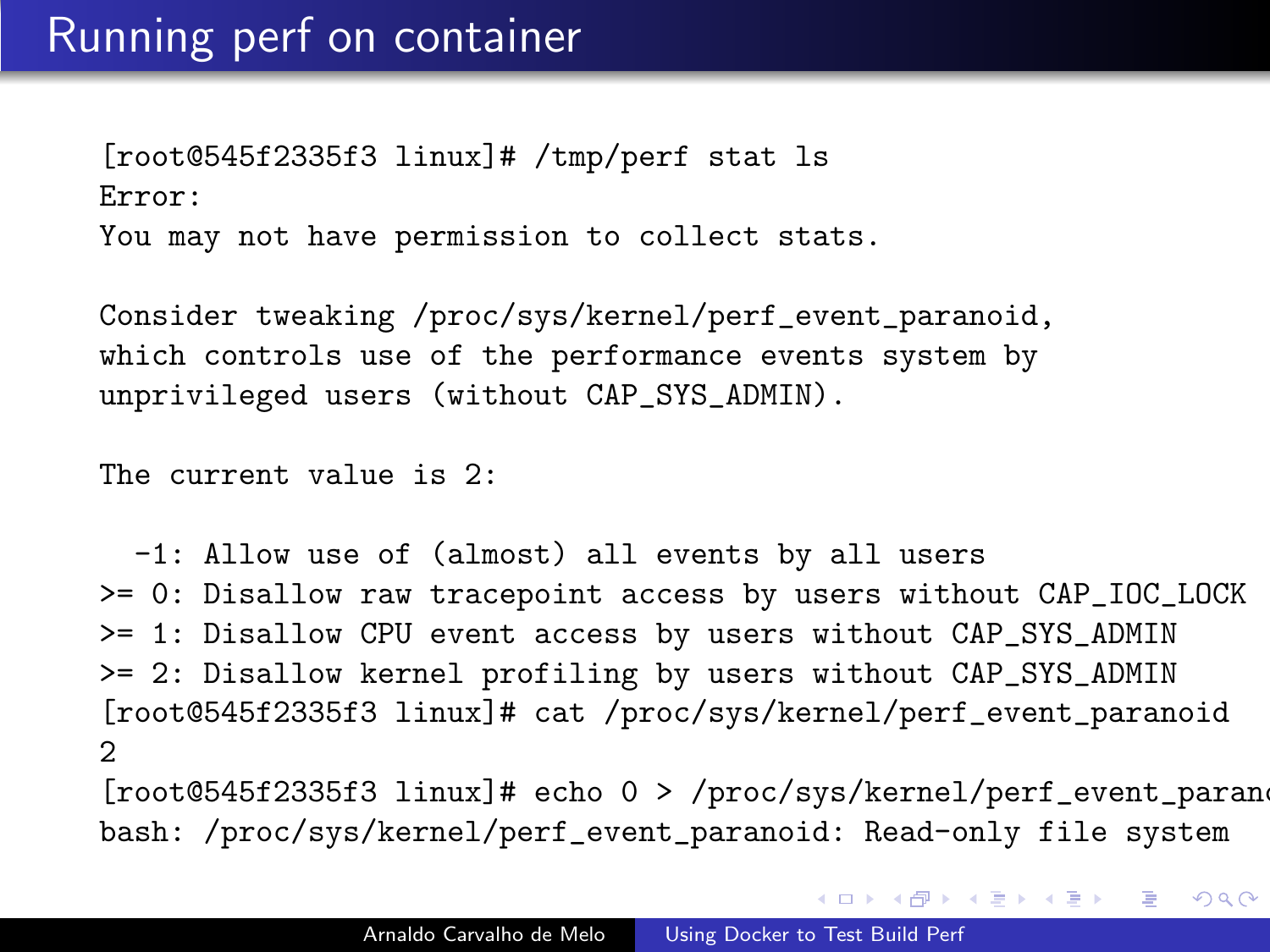# Running perf on container

```
[root@545f2335f3 linux]# /tmp/perf stat ls
Error:
You may not have permission to collect stats.

Consider tweaking /proc/sys/kernel/perf_event_paranoid,
which controls use of the performance events system by
unprivileged users (without CAP_SYS_ADMIN).

The current value is 2:

  -1: Allow use of (almost) all events by all users
>= 0: Disallow raw tracepoint access by users without CAP_IOC_LOCK
>= 1: Disallow CPU event access by users without CAP_SYS_ADMIN
>= 2: Disallow kernel profiling by users without CAP_SYS_ADMIN
[root@545f2335f3 linux]# cat /proc/sys/kernel/perf_event_paranoid
2
[root@545f2335f3 linux]# echo 0 > /proc/sys/kernel/perf_event_paranc
bash: /proc/sys/kernel/perf_event_paranoid: Read-only file system
```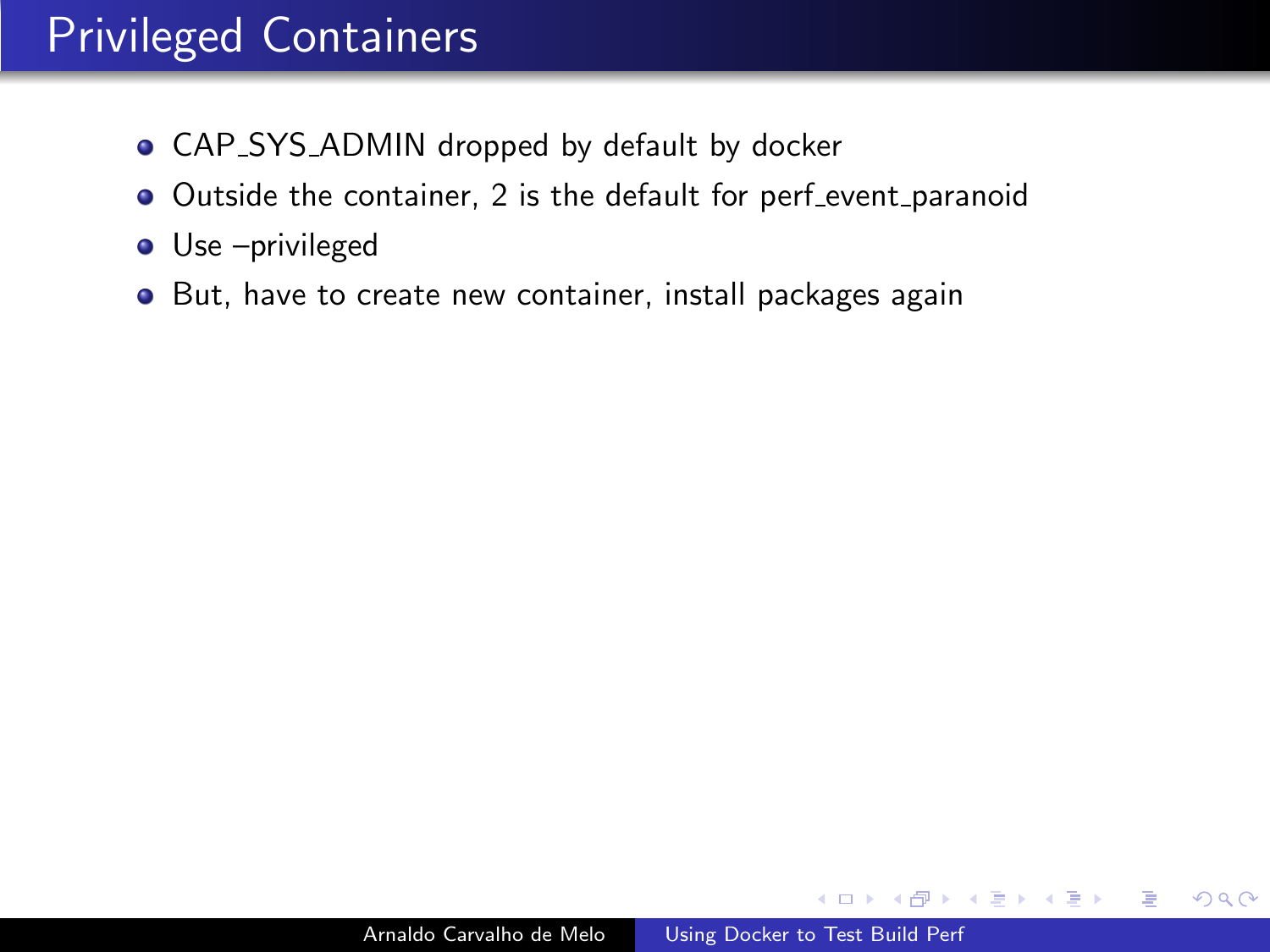# Privileged Containers

- CAP_SYS_ADMIN dropped by default by docker
- Outside the container, 2 is the default for perf_event_paranoid
- Use –privileged
- But, have to create new container, install packages again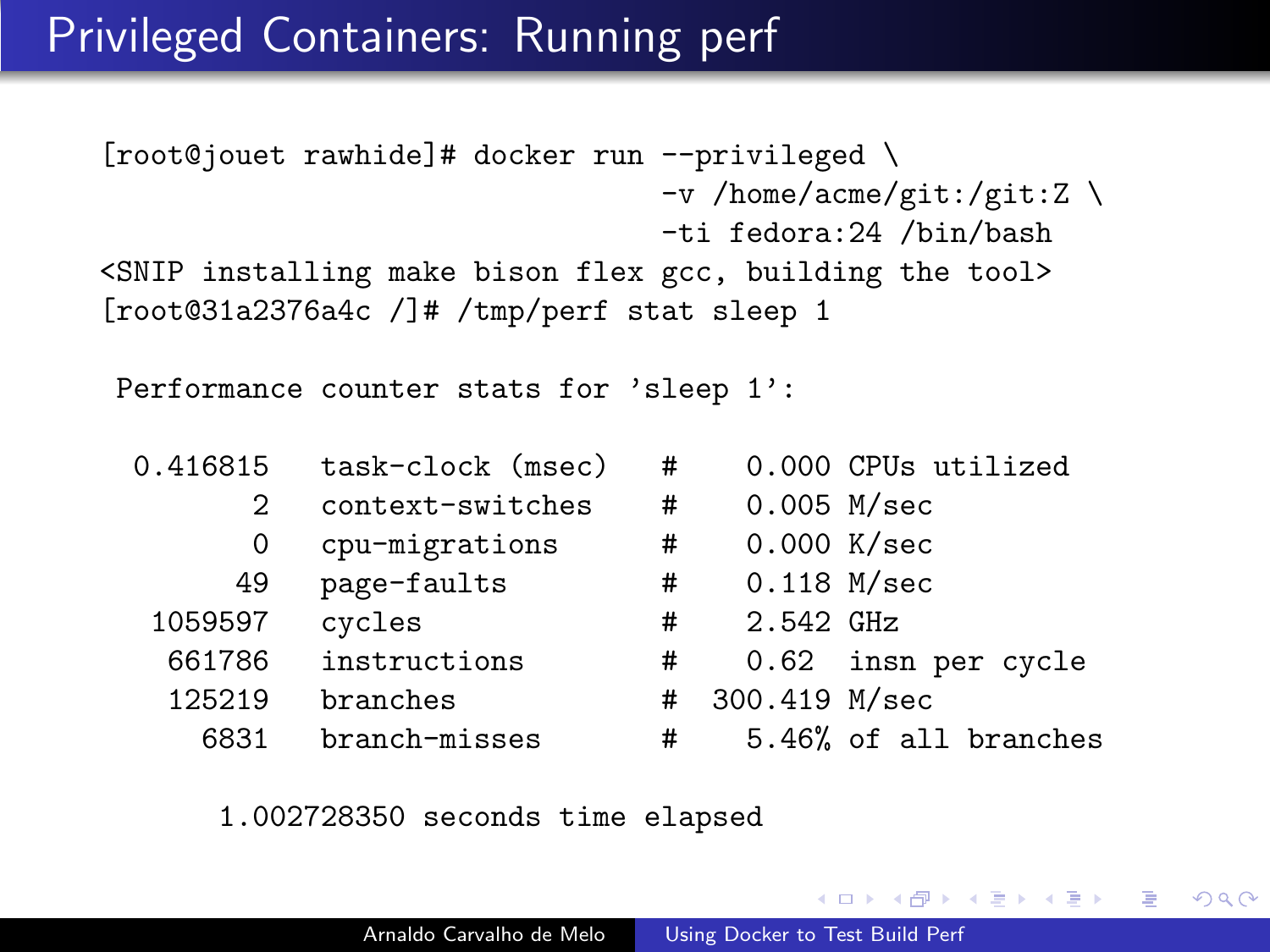# Privileged Containers: Running perf

```
[root@jouet rawhide]# docker run --privileged \
                                 -v /home/acme/git:/git:Z \
                                 -ti fedora:24 /bin/bash
<SNIP installing make bison flex gcc, building the tool>
[root@31a2376a4c /]# /tmp/perf stat sleep 1

 Performance counter stats for 'sleep 1':

   0.416815    task-clock (msec)    #    0.000 CPUs utilized
          2    context-switches     #    0.005 M/sec
          0    cpu-migrations       #    0.000 K/sec
         49    page-faults          #    0.118 M/sec
    1059597    cycles               #    2.542 GHz
     661786    instructions         #    0.62  insn per cycle
     125219    branches             #  300.419 M/sec
       6831    branch-misses        #    5.46% of all branches

       1.002728350 seconds time elapsed
```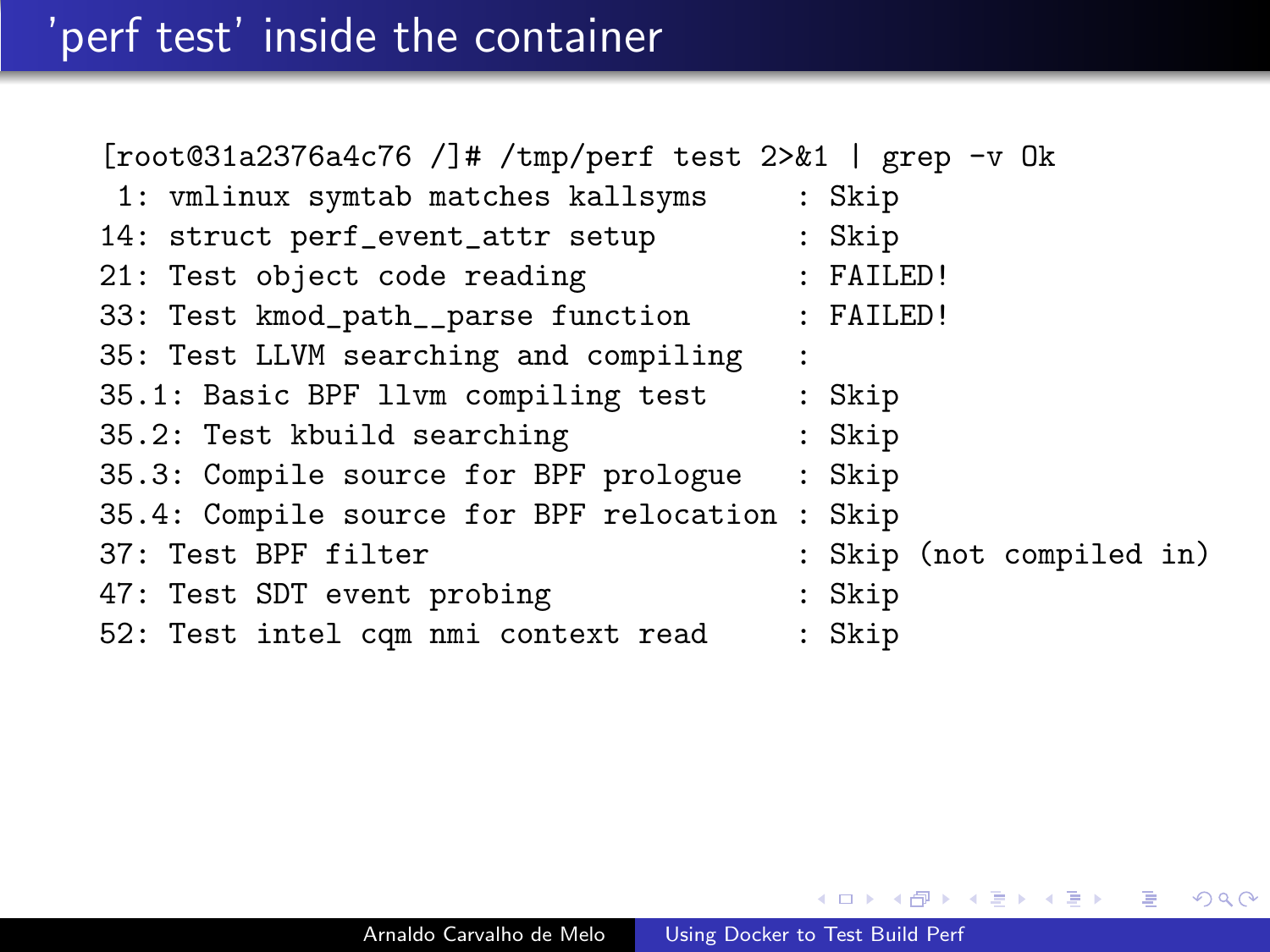# 'perf test' inside the container

```
[root@31a2376a4c76 /]# /tmp/perf test 2>&1 | grep -v Ok
 1: vmlinux symtab matches kallsyms      : Skip
14: struct perf_event_attr setup         : Skip
21: Test object code reading             : FAILED!
33: Test kmod_path__parse function       : FAILED!
35: Test LLVM searching and compiling    :
35.1: Basic BPF llvm compiling test      : Skip
35.2: Test kbuild searching              : Skip
35.3: Compile source for BPF prologue    : Skip
35.4: Compile source for BPF relocation : Skip
37: Test BPF filter                      : Skip (not compiled in)
47: Test SDT event probing               : Skip
52: Test intel cqm nmi context read      : Skip
```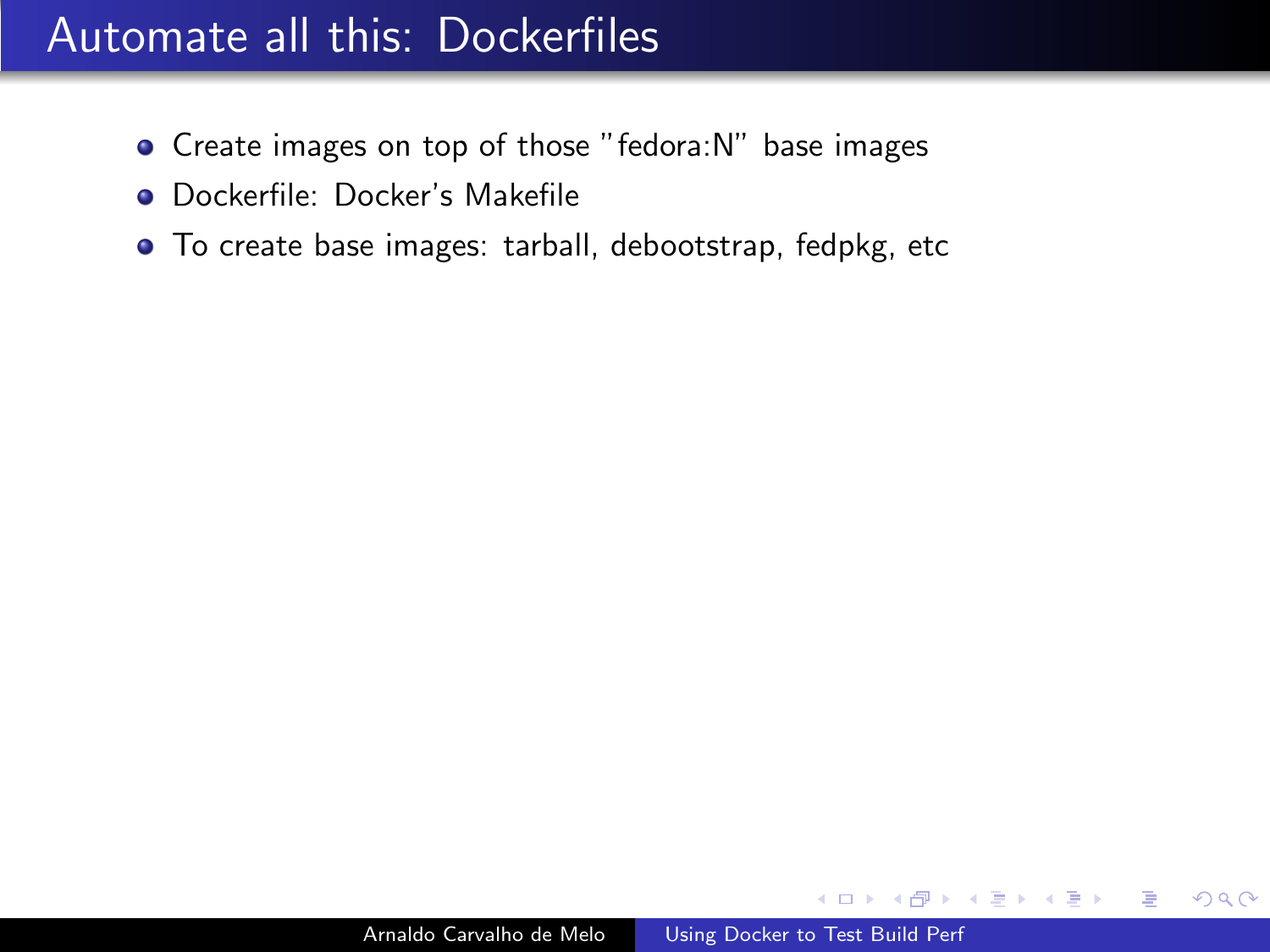# Automate all this: Dockerfiles

- Create images on top of those "fedora:N" base images
- Dockerfile: Docker's Makefile
- To create base images: tarball, debootstrap, fedpkg, etc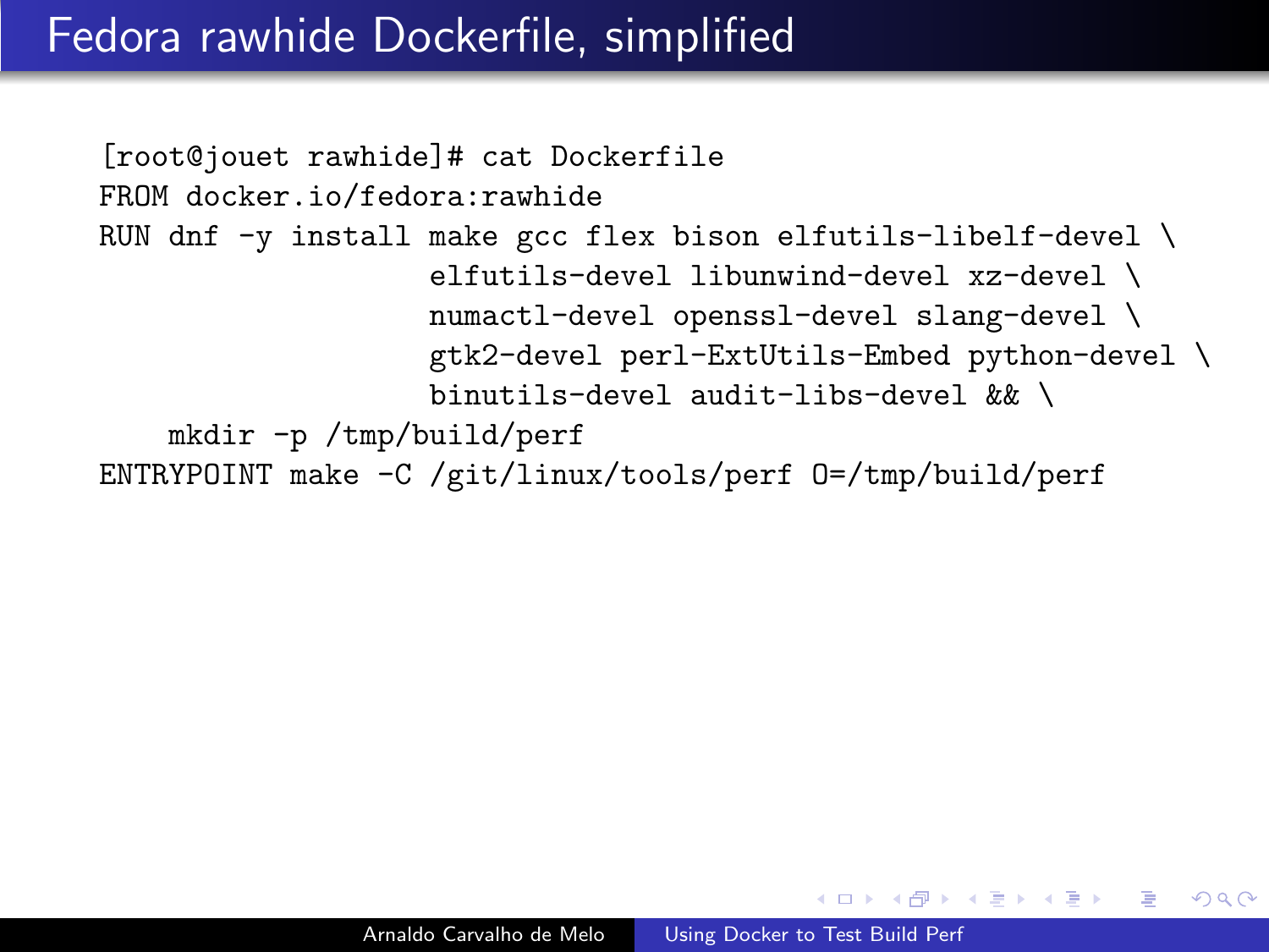# Fedora rawhide Dockerfile, simplified

```
[root@jouet rawhide]# cat Dockerfile
FROM docker.io/fedora:rawhide
RUN dnf -y install make gcc flex bison elfutils-libelf-devel \
                   elfutils-devel libunwind-devel xz-devel \
                   numactl-devel openssl-devel slang-devel \
                   gtk2-devel perl-ExtUtils-Embed python-devel \
                   binutils-devel audit-libs-devel && \
    mkdir -p /tmp/build/perf
ENTRYPOINT make -C /git/linux/tools/perf O=/tmp/build/perf
```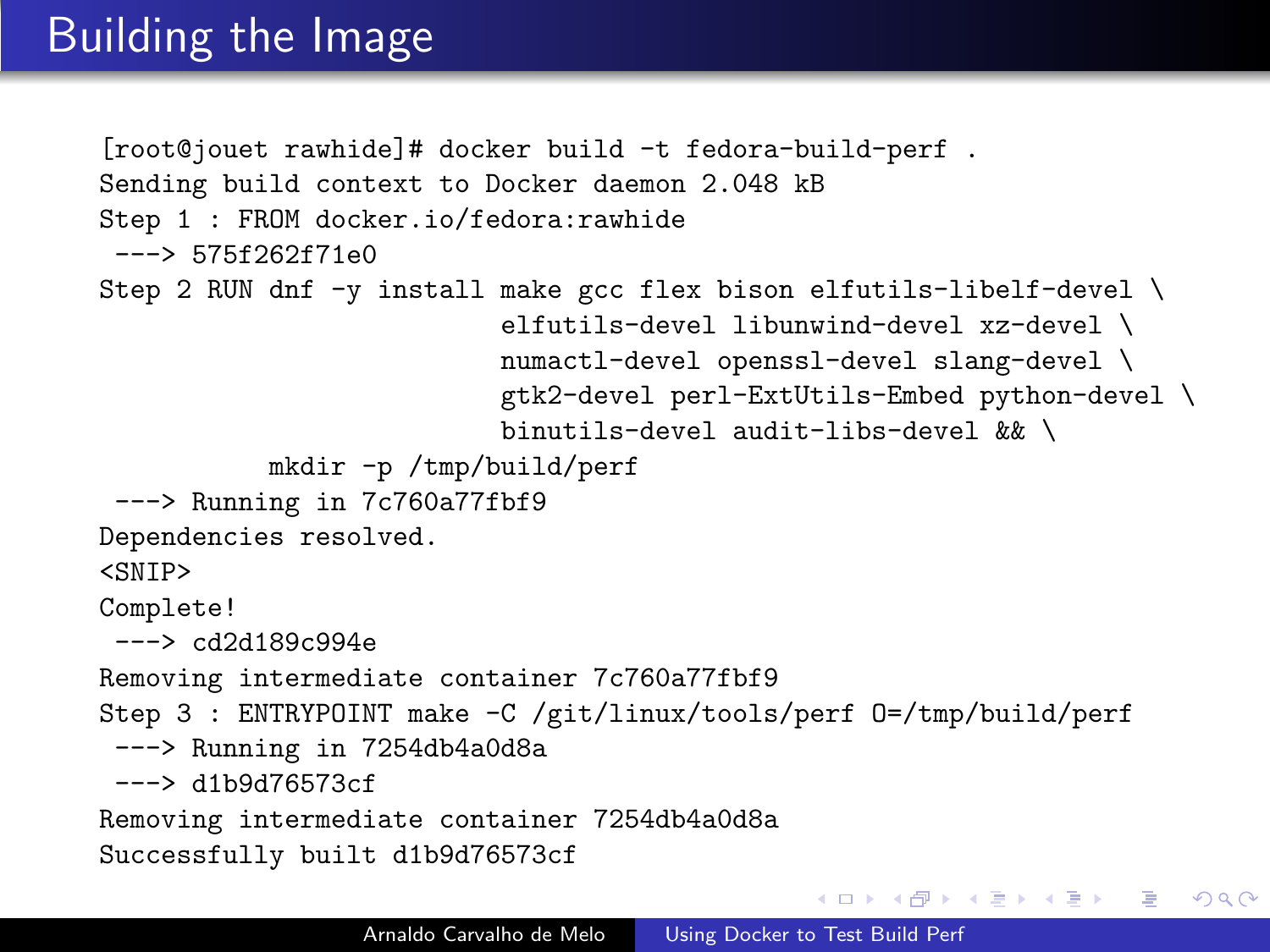# Building the Image

```
[root@jouet rawhide]# docker build -t fedora-build-perf .
Sending build context to Docker daemon 2.048 kB
Step 1 : FROM docker.io/fedora:rawhide
 ---> 575f262f71e0
Step 2 RUN dnf -y install make gcc flex bison elfutils-libelf-devel \
                         elfutils-devel libunwind-devel xz-devel \
                         numactl-devel openssl-devel slang-devel \
                         gtk2-devel perl-ExtUtils-Embed python-devel \
                         binutils-devel audit-libs-devel && \
          mkdir -p /tmp/build/perf
 ---> Running in 7c760a77fbf9
Dependencies resolved.
<SNIP>
Complete!
 ---> cd2d189c994e
Removing intermediate container 7c760a77fbf9
Step 3 : ENTRYPOINT make -C /git/linux/tools/perf O=/tmp/build/perf
 ---> Running in 7254db4a0d8a
 ---> d1b9d76573cf
Removing intermediate container 7254db4a0d8a
Successfully built d1b9d76573cf
```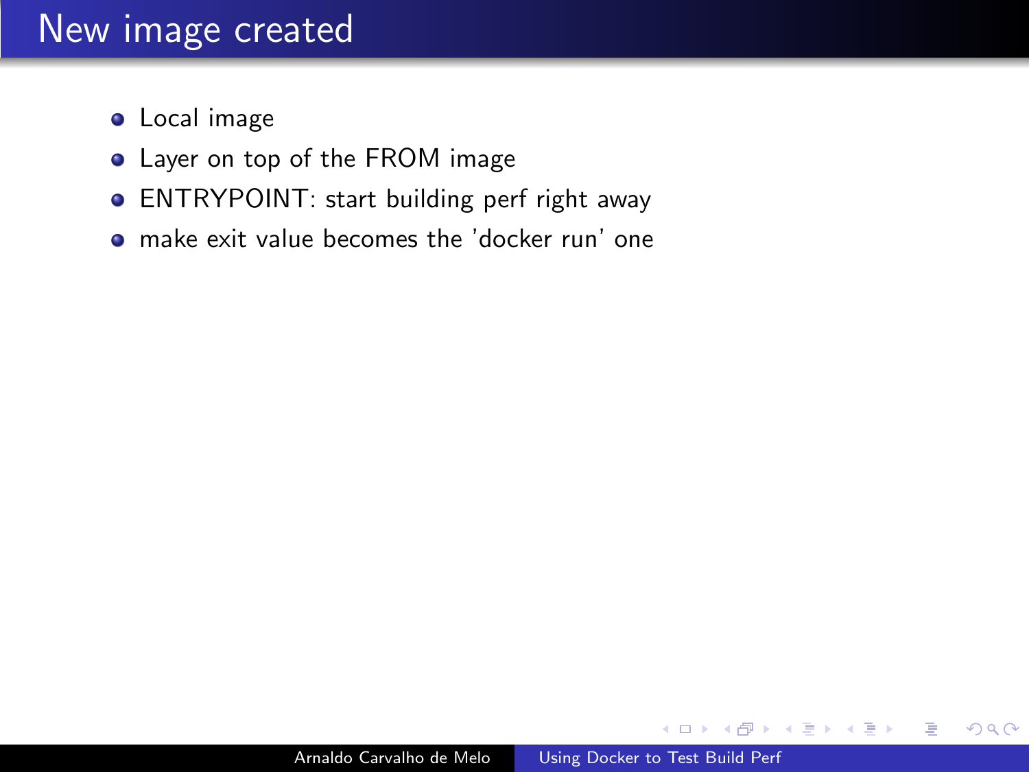# New image created

- Local image
- Layer on top of the FROM image
- ENTRYPOINT: start building perf right away
- make exit value becomes the 'docker run' one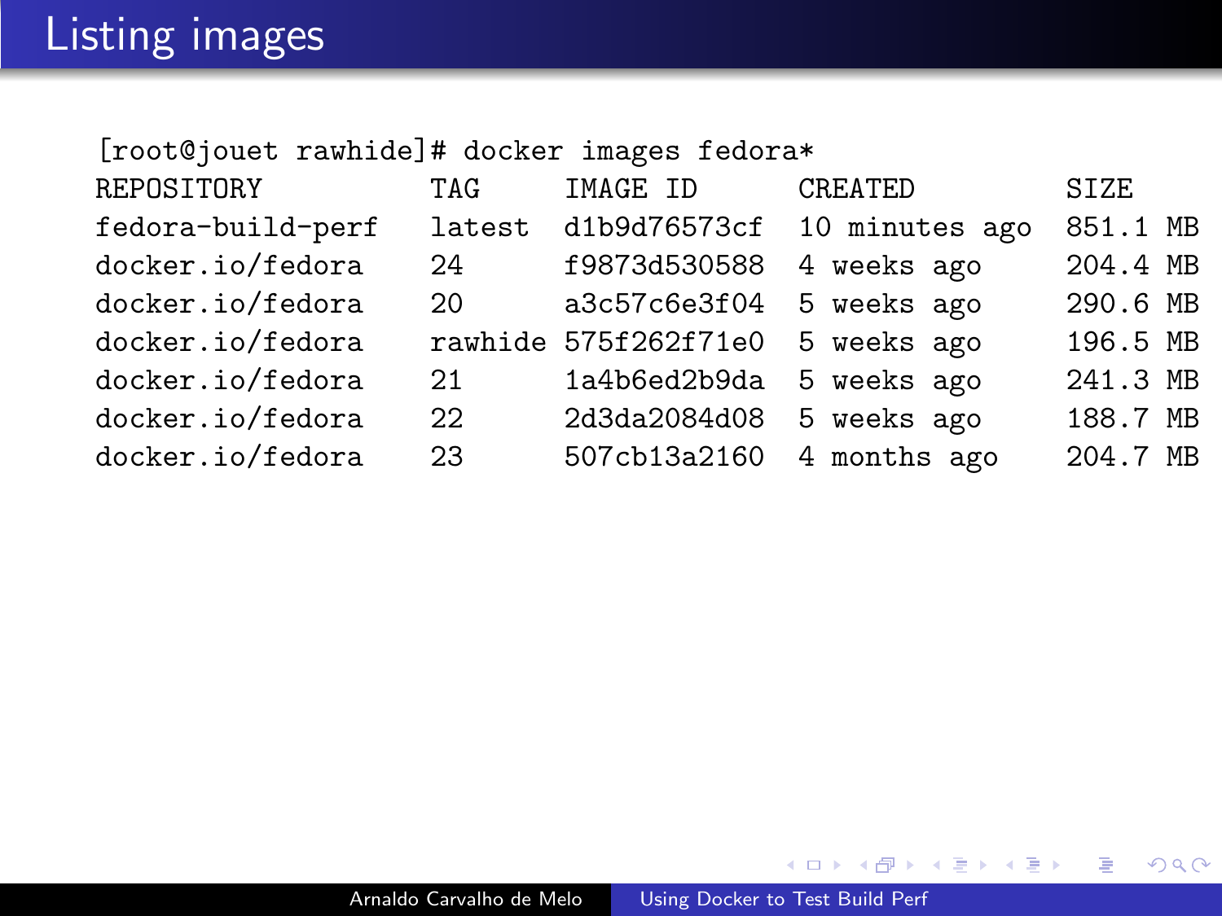# Listing images

```
[root@jouet rawhide]# docker images fedora*
REPOSITORY          TAG     IMAGE ID     CREATED         SIZE
fedora-build-perf   latest  d1b9d76573cf 10 minutes ago  851.1 MB
docker.io/fedora    24      f9873d530588 4 weeks ago     204.4 MB
docker.io/fedora    20      a3c57c6e3f04 5 weeks ago     290.6 MB
docker.io/fedora    rawhide 575f262f71e0 5 weeks ago     196.5 MB
docker.io/fedora    21      1a4b6ed2b9da 5 weeks ago     241.3 MB
docker.io/fedora    22      2d3da2084d08 5 weeks ago     188.7 MB
docker.io/fedora    23      507cb13a2160 4 months ago    204.7 MB
```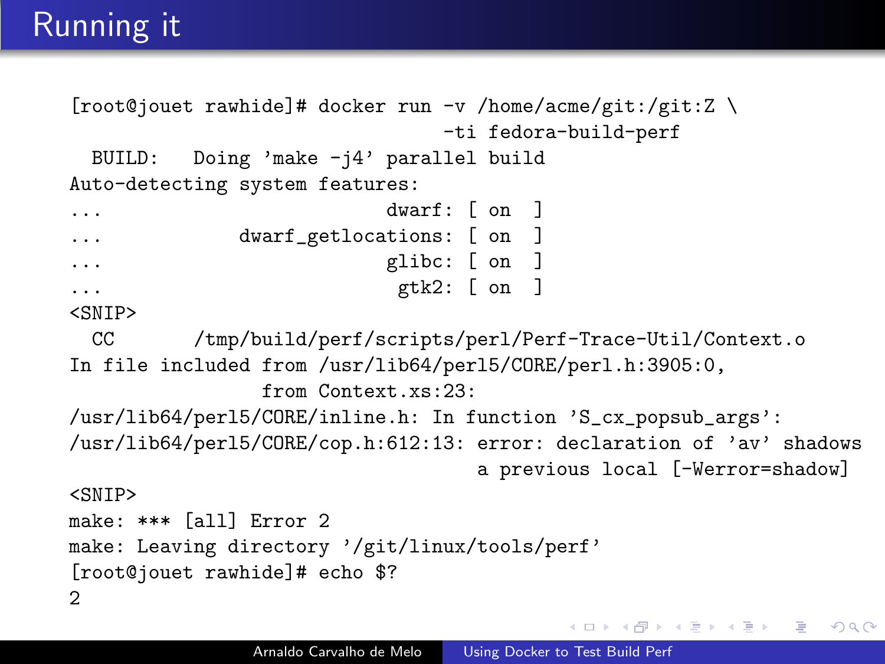# Running it

```
[root@jouet rawhide]# docker run -v /home/acme/git:/git:Z \
                                 -ti fedora-build-perf
  BUILD:   Doing 'make -j4' parallel build
Auto-detecting system features:
...                          dwarf: [ on  ]
...              dwarf_getlocations: [ on  ]
...                          glibc: [ on  ]
...                           gtk2: [ on  ]
<SNIP>
  CC       /tmp/build/perf/scripts/perl/Perf-Trace-Util/Context.o
In file included from /usr/lib64/perl5/CORE/perl.h:3905:0,
                 from Context.xs:23:
/usr/lib64/perl5/CORE/inline.h: In function 'S_cx_popsub_args':
/usr/lib64/perl5/CORE/cop.h:612:13: error: declaration of 'av' shadows
                                    a previous local [-Werror=shadow]
<SNIP>
make: *** [all] Error 2
make: Leaving directory '/git/linux/tools/perf'
[root@jouet rawhide]# echo $?
2
```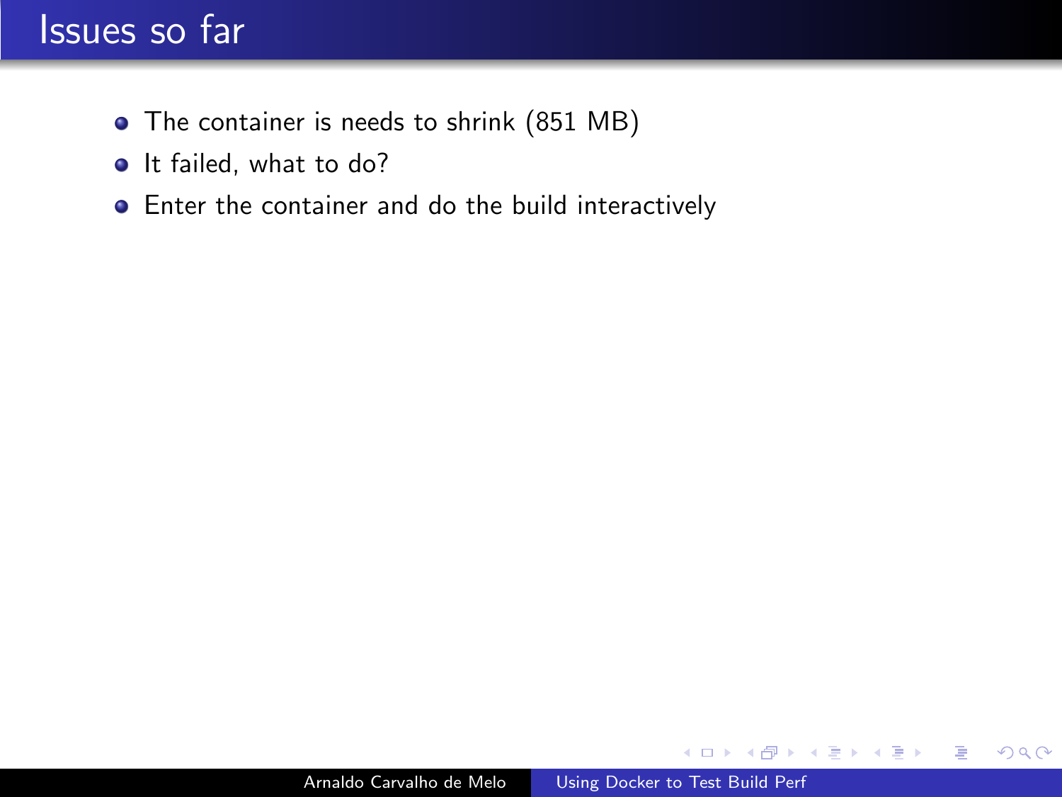# Issues so far

- The container is needs to shrink (851 MB)
- It failed, what to do?
- Enter the container and do the build interactively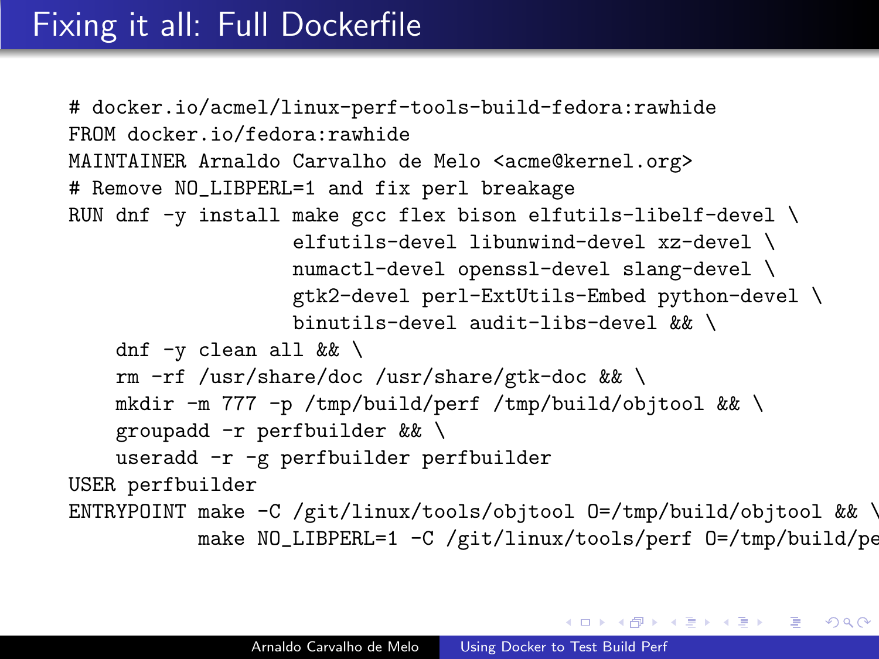# Fixing it all: Full Dockerfile

```
# docker.io/acmel/linux-perf-tools-build-fedora:rawhide
FROM docker.io/fedora:rawhide
MAINTAINER Arnaldo Carvalho de Melo <acme@kernel.org>
# Remove NO_LIBPERL=1 and fix perl breakage
RUN dnf -y install make gcc flex bison elfutils-libelf-devel \
                   elfutils-devel libunwind-devel xz-devel \
                   numactl-devel openssl-devel slang-devel \
                   gtk2-devel perl-ExtUtils-Embed python-devel \
                   binutils-devel audit-libs-devel && \
    dnf -y clean all && \
    rm -rf /usr/share/doc /usr/share/gtk-doc && \
    mkdir -m 777 -p /tmp/build/perf /tmp/build/objtool && \
    groupadd -r perfbuilder && \
    useradd -r -g perfbuilder perfbuilder
USER perfbuilder
ENTRYPOINT make -C /git/linux/tools/objtool O=/tmp/build/objtool && \
           make NO_LIBPERL=1 -C /git/linux/tools/perf O=/tmp/build/pe
```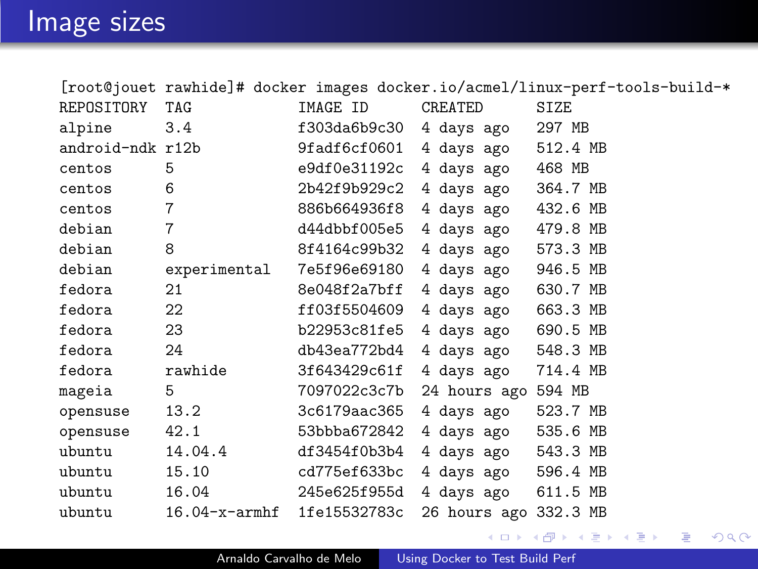# Image sizes

```
[root@jouet rawhide]# docker images docker.io/acmel/linux-perf-tools-build-*
REPOSITORY   TAG             IMAGE ID       CREATED        SIZE
alpine       3.4             f303da6b9c30   4 days ago     297 MB
android-ndk  r12b            9fadf6cf0601   4 days ago     512.4 MB
centos       5               e9df0e31192c   4 days ago     468 MB
centos       6               2b42f9b929c2   4 days ago     364.7 MB
centos       7               886b664936f8   4 days ago     432.6 MB
debian       7               d44dbbf005e5   4 days ago     479.8 MB
debian       8               8f4164c99b32   4 days ago     573.3 MB
debian       experimental    7e5f96e69180   4 days ago     946.5 MB
fedora       21              8e048f2a7bff   4 days ago     630.7 MB
fedora       22              ff03f5504609   4 days ago     663.3 MB
fedora       23              b22953c81fe5   4 days ago     690.5 MB
fedora       24              db43ea772bd4   4 days ago     548.3 MB
fedora       rawhide         3f643429c61f   4 days ago     714.4 MB
mageia       5               7097022c3c7b   24 hours ago   594 MB
opensuse     13.2            3c6179aac365   4 days ago     523.7 MB
opensuse     42.1            53bbba672842   4 days ago     535.6 MB
ubuntu       14.04.4         df3454f0b3b4   4 days ago     543.3 MB
ubuntu       15.10           cd775ef633bc   4 days ago     596.4 MB
ubuntu       16.04           245e625f955d   4 days ago     611.5 MB
ubuntu       16.04-x-armhf   1fe15532783c   26 hours ago   332.3 MB
```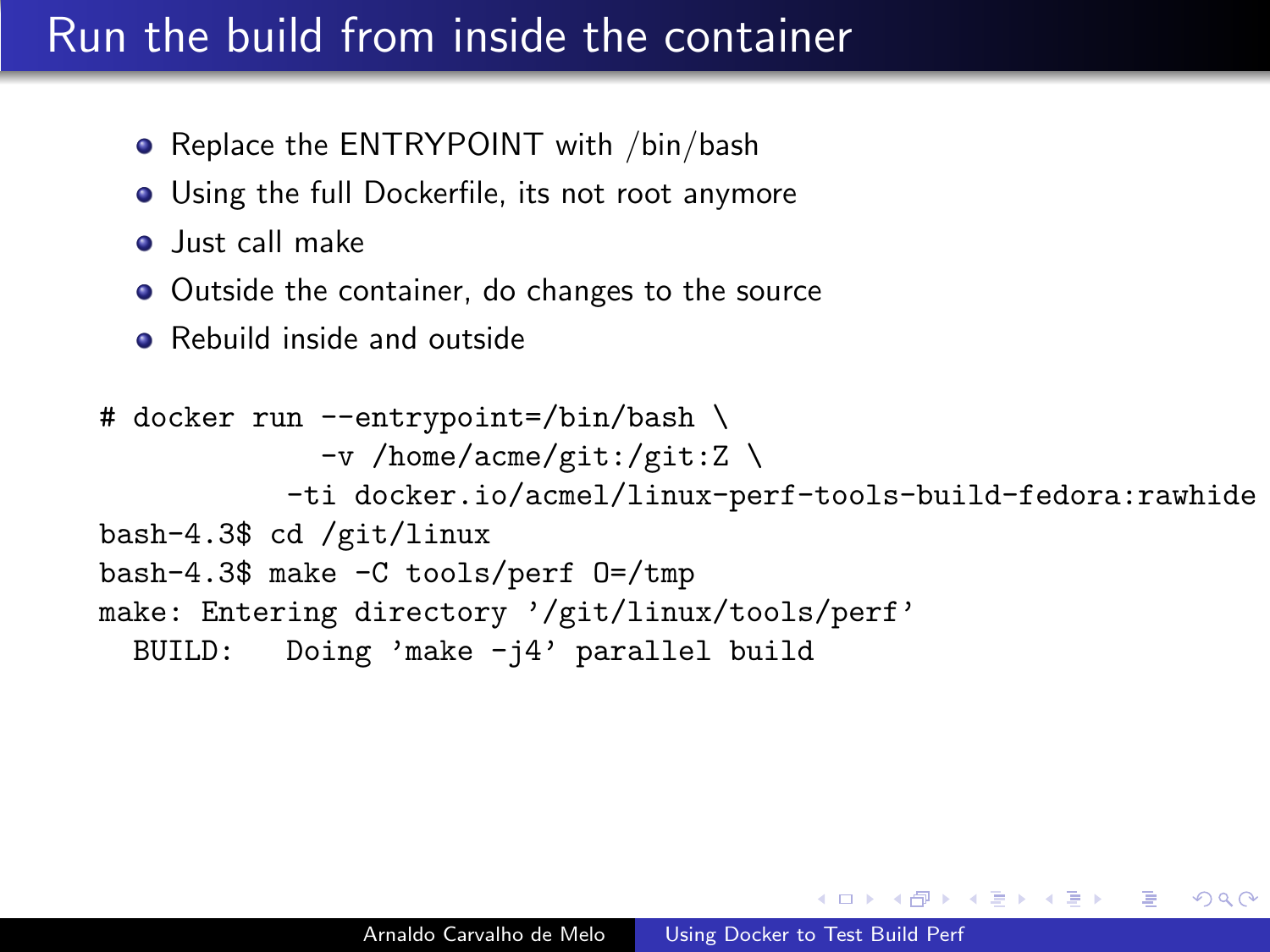# Run the build from inside the container

- Replace the ENTRYPOINT with /bin/bash
- Using the full Dockerfile, its not root anymore
- Just call make
- Outside the container, do changes to the source
- Rebuild inside and outside

```
# docker run --entrypoint=/bin/bash \
             -v /home/acme/git:/git:Z \
           -ti docker.io/acmel/linux-perf-tools-build-fedora:rawhide
bash-4.3$ cd /git/linux
bash-4.3$ make -C tools/perf O=/tmp
make: Entering directory '/git/linux/tools/perf'
  BUILD:   Doing 'make -j4' parallel build
```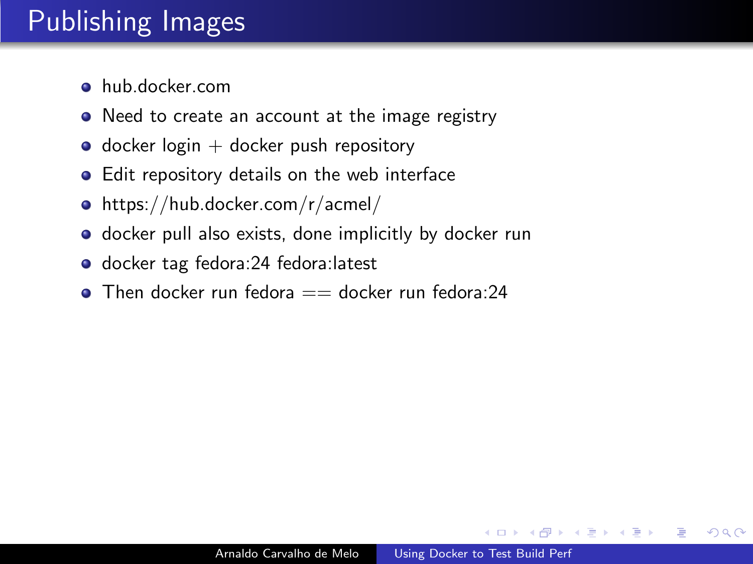# Publishing Images

- hub.docker.com
- Need to create an account at the image registry
- docker login + docker push repository
- Edit repository details on the web interface
- https://hub.docker.com/r/acmel/
- docker pull also exists, done implicitly by docker run
- docker tag fedora:24 fedora:latest
- Then docker run fedora == docker run fedora:24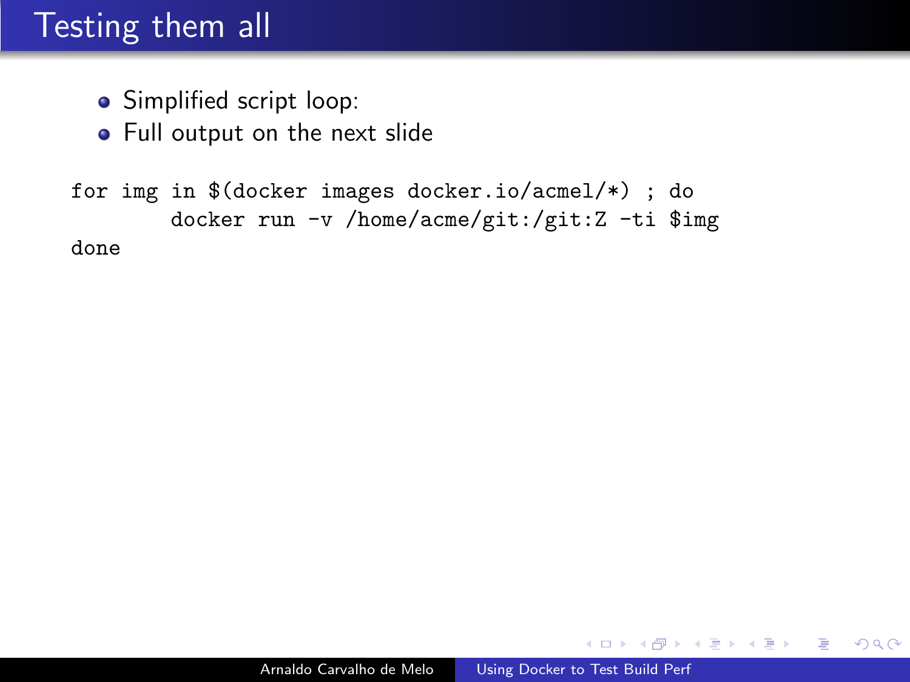# Testing them all

- Simplified script loop:
- Full output on the next slide

```
for img in $(docker images docker.io/acmel/*) ; do
        docker run -v /home/acme/git:/git:Z -ti $img
done
```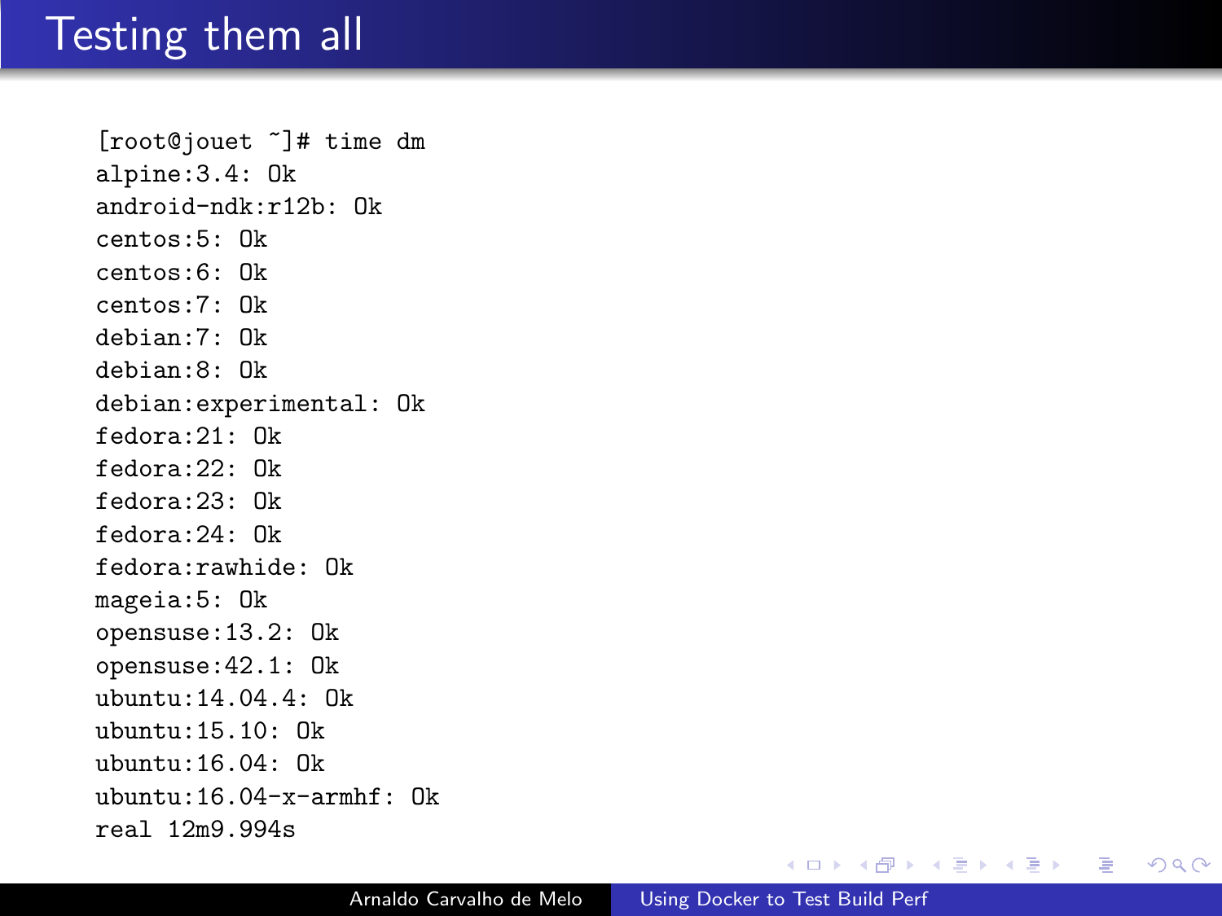# Testing them all

```
[root@jouet ~]# time dm
alpine:3.4: Ok
android-ndk:r12b: Ok
centos:5: Ok
centos:6: Ok
centos:7: Ok
debian:7: Ok
debian:8: Ok
debian:experimental: Ok
fedora:21: Ok
fedora:22: Ok
fedora:23: Ok
fedora:24: Ok
fedora:rawhide: Ok
mageia:5: Ok
opensuse:13.2: Ok
opensuse:42.1: Ok
ubuntu:14.04.4: Ok
ubuntu:15.10: Ok
ubuntu:16.04: Ok
ubuntu:16.04-x-armhf: Ok
real 12m9.994s
```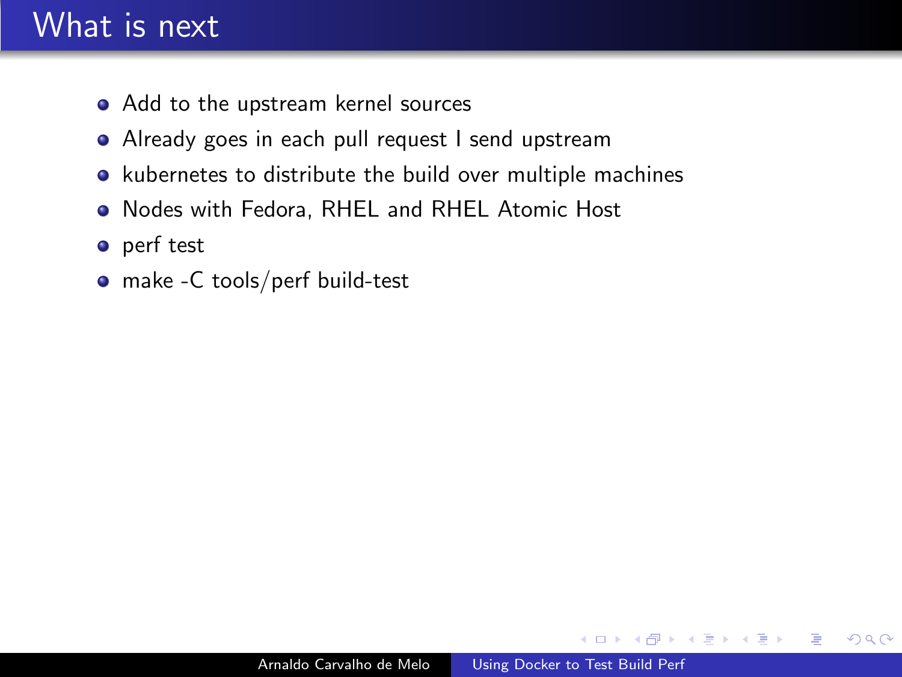# What is next

- Add to the upstream kernel sources
- Already goes in each pull request I send upstream
- kubernetes to distribute the build over multiple machines
- Nodes with Fedora, RHEL and RHEL Atomic Host
- perf test
- make -C tools/perf build-test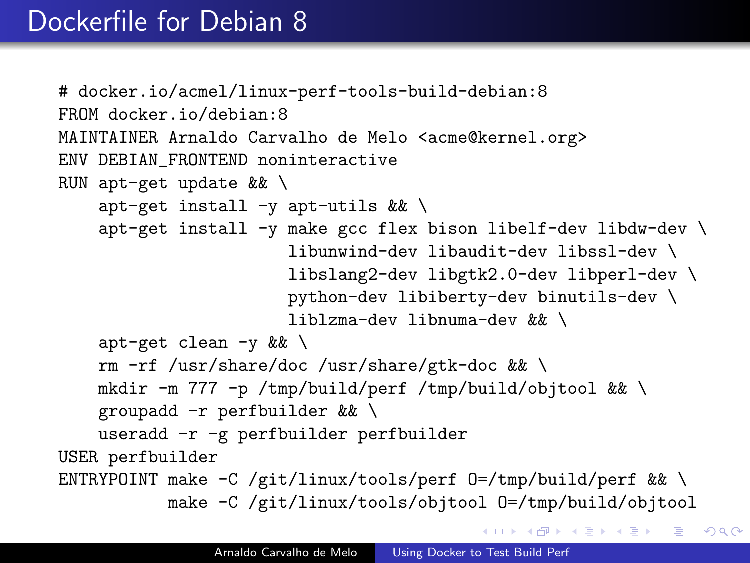# Dockerfile for Debian 8

```
# docker.io/acmel/linux-perf-tools-build-debian:8
FROM docker.io/debian:8
MAINTAINER Arnaldo Carvalho de Melo <acme@kernel.org>
ENV DEBIAN_FRONTEND noninteractive
RUN apt-get update && \
    apt-get install -y apt-utils && \
    apt-get install -y make gcc flex bison libelf-dev libdw-dev \
                       libunwind-dev libaudit-dev libssl-dev \
                       libslang2-dev libgtk2.0-dev libperl-dev \
                       python-dev libiberty-dev binutils-dev \
                       liblzma-dev libnuma-dev && \
    apt-get clean -y && \
    rm -rf /usr/share/doc /usr/share/gtk-doc && \
    mkdir -m 777 -p /tmp/build/perf /tmp/build/objtool && \
    groupadd -r perfbuilder && \
    useradd -r -g perfbuilder perfbuilder
USER perfbuilder
ENTRYPOINT make -C /git/linux/tools/perf O=/tmp/build/perf && \
           make -C /git/linux/tools/objtool O=/tmp/build/objtool
```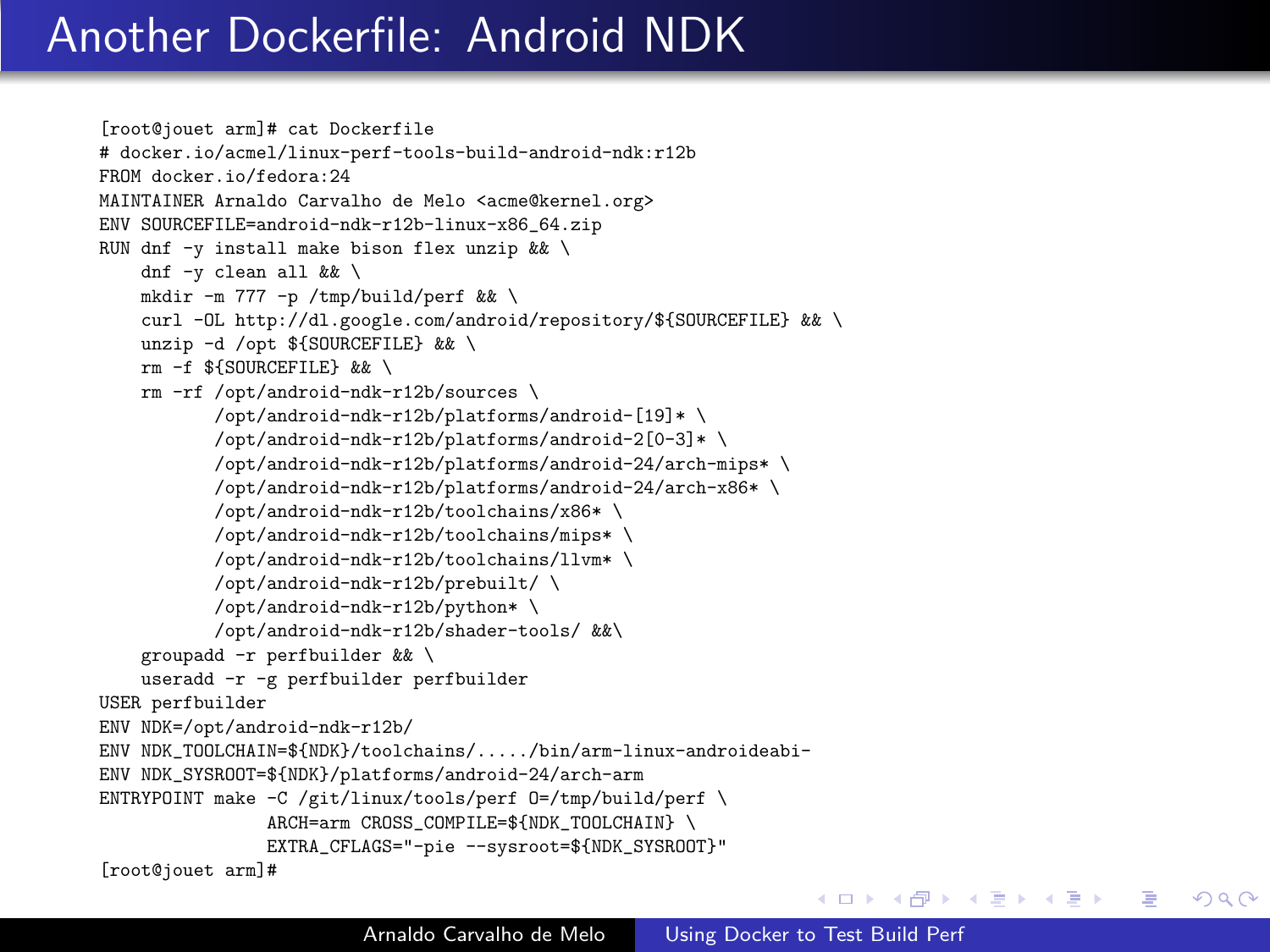# Another Dockerfile: Android NDK

```
[root@jouet arm]# cat Dockerfile
# docker.io/acmel/linux-perf-tools-build-android-ndk:r12b
FROM docker.io/fedora:24
MAINTAINER Arnaldo Carvalho de Melo <acme@kernel.org>
ENV SOURCEFILE=android-ndk-r12b-linux-x86_64.zip
RUN dnf -y install make bison flex unzip && \
    dnf -y clean all && \
    mkdir -m 777 -p /tmp/build/perf && \
    curl -OL http://dl.google.com/android/repository/${SOURCEFILE} && \
    unzip -d /opt ${SOURCEFILE} && \
    rm -f ${SOURCEFILE} && \
    rm -rf /opt/android-ndk-r12b/sources \
           /opt/android-ndk-r12b/platforms/android-[19]* \
           /opt/android-ndk-r12b/platforms/android-2[0-3]* \
           /opt/android-ndk-r12b/platforms/android-24/arch-mips* \
           /opt/android-ndk-r12b/platforms/android-24/arch-x86* \
           /opt/android-ndk-r12b/toolchains/x86* \
           /opt/android-ndk-r12b/toolchains/mips* \
           /opt/android-ndk-r12b/toolchains/llvm* \
           /opt/android-ndk-r12b/prebuilt/ \
           /opt/android-ndk-r12b/python* \
           /opt/android-ndk-r12b/shader-tools/ &&\
    groupadd -r perfbuilder && \
    useradd -r -g perfbuilder perfbuilder
USER perfbuilder
ENV NDK=/opt/android-ndk-r12b/
ENV NDK_TOOLCHAIN=${NDK}/toolchains/...../bin/arm-linux-androideabi-
ENV NDK_SYSROOT=${NDK}/platforms/android-24/arch-arm
ENTRYPOINT make -C /git/linux/tools/perf O=/tmp/build/perf \
                ARCH=arm CROSS_COMPILE=${NDK_TOOLCHAIN} \
                EXTRA_CFLAGS="-pie --sysroot=${NDK_SYSROOT}"
[root@jouet arm]#
```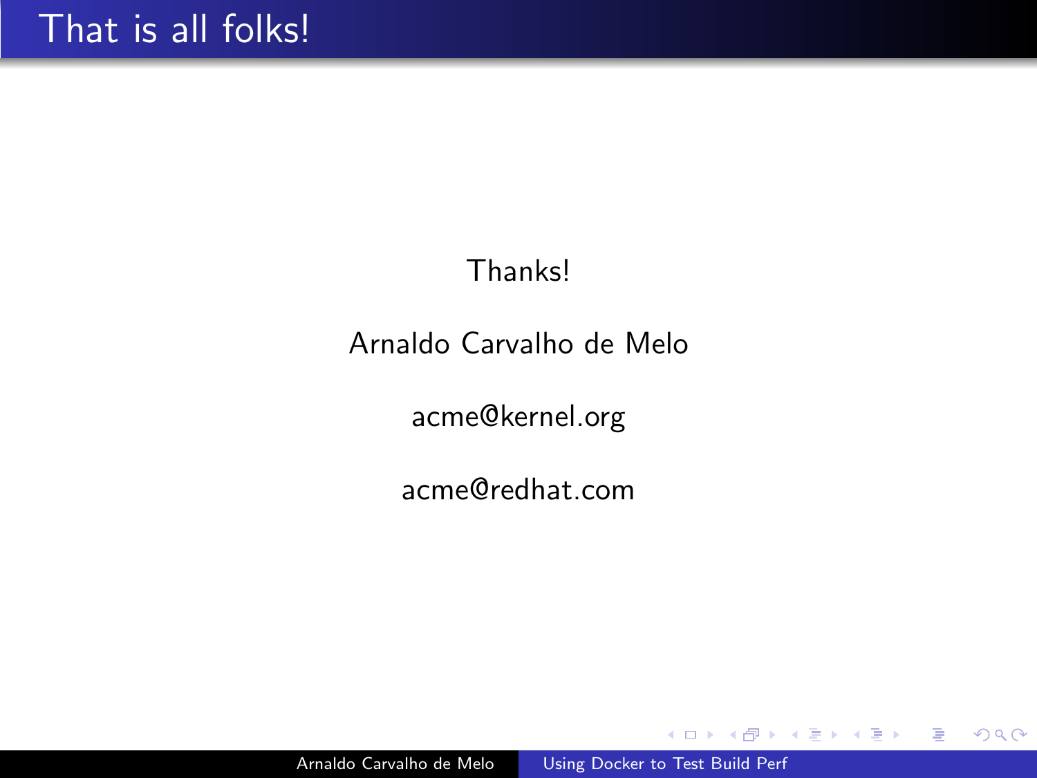# That is all folks!

Thanks!

Arnaldo Carvalho de Melo

acme@kernel.org

acme@redhat.com